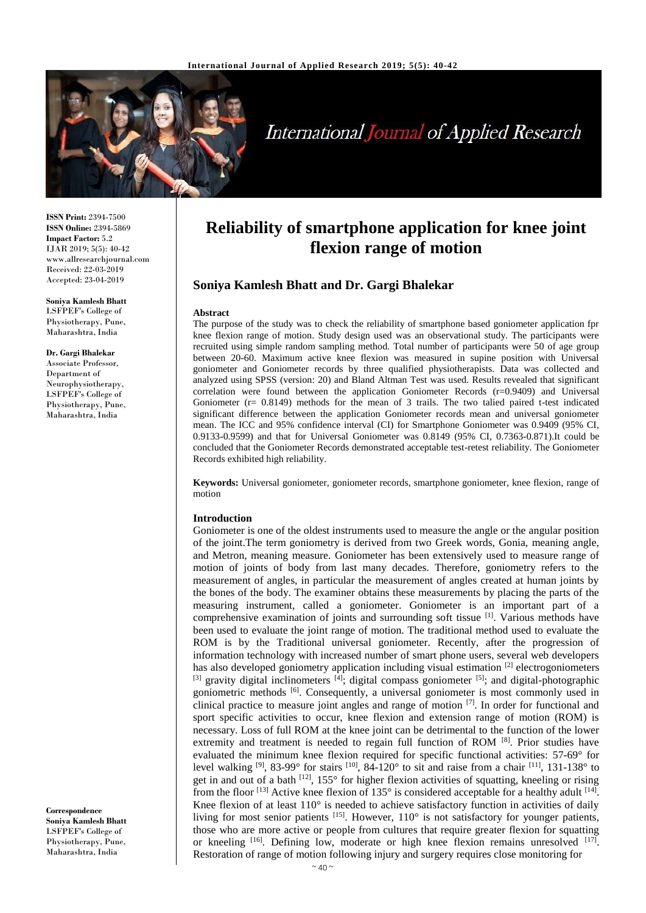# Reliability of smartphone application for knee joint flexion range of motion

## Soniya Kamlesh Bhatt and Dr. Gargi Bhalekar

**ISSN Print:** 2394-7500
**ISSN Online:** 2394-5869
**Impact Factor:** 5.2
IJAR 2019; 5(5): 40-42
www.allresearchjournal.com
Received: 22-03-2019
Accepted: 23-04-2019

**Soniya Kamlesh Bhatt**
LSFPEF's College of Physiotherapy, Pune, Maharashtra, India

**Dr. Gargi Bhalekar**
Associate Professor, Department of Neurophysiotherapy, LSFPEF's College of Physiotherapy, Pune, Maharashtra, India

**Correspondence**
**Soniya Kamlesh Bhatt**
LSFPEF's College of Physiotherapy, Pune, Maharashtra, India

### Abstract

The purpose of the study was to check the reliability of smartphone based goniometer application fpr knee flexion range of motion. Study design used was an observational study. The participants were recruited using simple random sampling method. Total number of participants were 50 of age group between 20-60. Maximum active knee flexion was measured in supine position with Universal goniometer and Goniometer records by three qualified physiotherapists. Data was collected and analyzed using SPSS (version: 20) and Bland Altman Test was used. Results revealed that significant correlation were found between the application Goniometer Records (r=0.9409) and Universal Goniometer (r= 0.8149) methods for the mean of 3 trails. The two talied paired t-test indicated significant difference between the application Goniometer records mean and universal goniometer mean. The ICC and 95% confidence interval (CI) for Smartphone Goniometer was 0.9409 (95% CI, 0.9133-0.9599) and that for Universal Goniometer was 0.8149 (95% CI, 0.7363-0.871).It could be concluded that the Goniometer Records demonstrated acceptable test-retest reliability. The Goniometer Records exhibited high reliability.

**Keywords:** Universal goniometer, goniometer records, smartphone goniometer, knee flexion, range of motion

### Introduction

Goniometer is one of the oldest instruments used to measure the angle or the angular position of the joint.The term goniometry is derived from two Greek words, Gonia, meaning angle, and Metron, meaning measure. Goniometer has been extensively used to measure range of motion of joints of body from last many decades. Therefore, goniometry refers to the measurement of angles, in particular the measurement of angles created at human joints by the bones of the body. The examiner obtains these measurements by placing the parts of the measuring instrument, called a goniometer. Goniometer is an important part of a comprehensive examination of joints and surrounding soft tissue [1]. Various methods have been used to evaluate the joint range of motion. The traditional method used to evaluate the ROM is by the Traditional universal goniometer. Recently, after the progression of information technology with increased number of smart phone users, several web developers has also developed goniometry application including visual estimation [2] electrogoniometers [3] gravity digital inclinometers [4]; digital compass goniometer [5]; and digital-photographic goniometric methods [6]. Consequently, a universal goniometer is most commonly used in clinical practice to measure joint angles and range of motion [7]. In order for functional and sport specific activities to occur, knee flexion and extension range of motion (ROM) is necessary. Loss of full ROM at the knee joint can be detrimental to the function of the lower extremity and treatment is needed to regain full function of ROM [8]. Prior studies have evaluated the minimum knee flexion required for specific functional activities: 57-69° for level walking [9], 83-99° for stairs [10], 84-120° to sit and raise from a chair [11], 131-138° to get in and out of a bath [12], 155° for higher flexion activities of squatting, kneeling or rising from the floor [13] Active knee flexion of 135° is considered acceptable for a healthy adult [14]. Knee flexion of at least 110° is needed to achieve satisfactory function in activities of daily living for most senior patients [15]. However, 110° is not satisfactory for younger patients, those who are more active or people from cultures that require greater flexion for squatting or kneeling [16]. Defining low, moderate or high knee flexion remains unresolved [17]. Restoration of range of motion following injury and surgery requires close monitoring for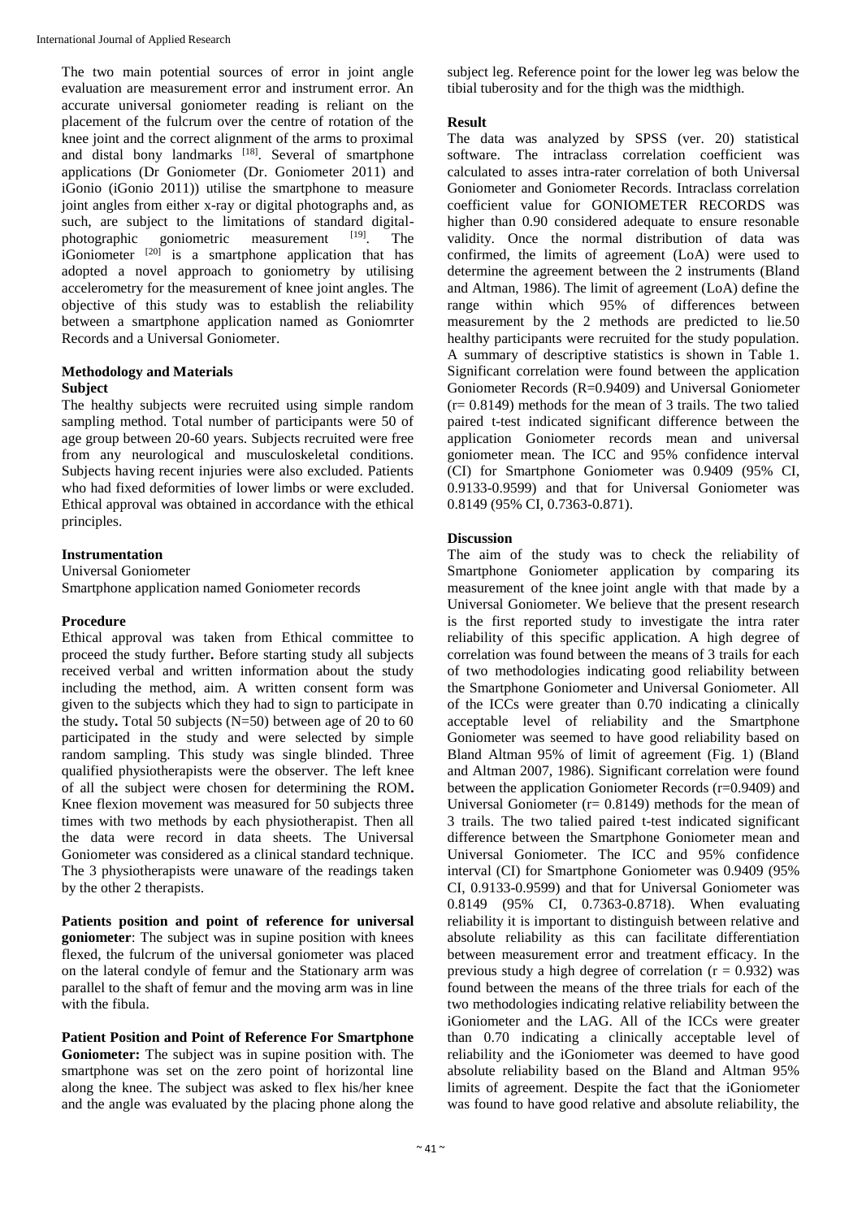The two main potential sources of error in joint angle evaluation are measurement error and instrument error. An accurate universal goniometer reading is reliant on the placement of the fulcrum over the centre of rotation of the knee joint and the correct alignment of the arms to proximal and distal bony landmarks [18]. Several of smartphone applications (Dr Goniometer (Dr. Goniometer 2011) and iGonio (iGonio 2011)) utilise the smartphone to measure joint angles from either x-ray or digital photographs and, as such, are subject to the limitations of standard digital-photographic goniometric measurement [19]. The iGoniometer [20] is a smartphone application that has adopted a novel approach to goniometry by utilising accelerometry for the measurement of knee joint angles. The objective of this study was to establish the reliability between a smartphone application named as Goniomrter Records and a Universal Goniometer.

## Methodology and Materials

### Subject

The healthy subjects were recruited using simple random sampling method. Total number of participants were 50 of age group between 20-60 years. Subjects recruited were free from any neurological and musculoskeletal conditions. Subjects having recent injuries were also excluded. Patients who had fixed deformities of lower limbs or were excluded. Ethical approval was obtained in accordance with the ethical principles.

### Instrumentation

Universal Goniometer
Smartphone application named Goniometer records

### Procedure

Ethical approval was taken from Ethical committee to proceed the study further**.** Before starting study all subjects received verbal and written information about the study including the method, aim. A written consent form was given to the subjects which they had to sign to participate in the study**.** Total 50 subjects (N=50) between age of 20 to 60 participated in the study and were selected by simple random sampling. This study was single blinded. Three qualified physiotherapists were the observer. The left knee of all the subject were chosen for determining the ROM**.** Knee flexion movement was measured for 50 subjects three times with two methods by each physiotherapist. Then all the data were record in data sheets. The Universal Goniometer was considered as a clinical standard technique. The 3 physiotherapists were unaware of the readings taken by the other 2 therapists.

**Patients position and point of reference for universal goniometer**: The subject was in supine position with knees flexed, the fulcrum of the universal goniometer was placed on the lateral condyle of femur and the Stationary arm was parallel to the shaft of femur and the moving arm was in line with the fibula.

**Patient Position and Point of Reference For Smartphone Goniometer:** The subject was in supine position with. The smartphone was set on the zero point of horizontal line along the knee. The subject was asked to flex his/her knee and the angle was evaluated by the placing phone along the subject leg. Reference point for the lower leg was below the tibial tuberosity and for the thigh was the midthigh.

## Result

The data was analyzed by SPSS (ver. 20) statistical software. The intraclass correlation coefficient was calculated to asses intra-rater correlation of both Universal Goniometer and Goniometer Records. Intraclass correlation coefficient value for GONIOMETER RECORDS was higher than 0.90 considered adequate to ensure resonable validity. Once the normal distribution of data was confirmed, the limits of agreement (LoA) were used to determine the agreement between the 2 instruments (Bland and Altman, 1986). The limit of agreement (LoA) define the range within which 95% of differences between measurement by the 2 methods are predicted to lie.50 healthy participants were recruited for the study population. A summary of descriptive statistics is shown in Table 1. Significant correlation were found between the application Goniometer Records (R=0.9409) and Universal Goniometer (r= 0.8149) methods for the mean of 3 trails. The two talied paired t-test indicated significant difference between the application Goniometer records mean and universal goniometer mean. The ICC and 95% confidence interval (CI) for Smartphone Goniometer was 0.9409 (95% CI, 0.9133-0.9599) and that for Universal Goniometer was 0.8149 (95% CI, 0.7363-0.871).

## Discussion

The aim of the study was to check the reliability of Smartphone Goniometer application by comparing its measurement of the knee joint angle with that made by a Universal Goniometer. We believe that the present research is the first reported study to investigate the intra rater reliability of this specific application. A high degree of correlation was found between the means of 3 trails for each of two methodologies indicating good reliability between the Smartphone Goniometer and Universal Goniometer. All of the ICCs were greater than 0.70 indicating a clinically acceptable level of reliability and the Smartphone Goniometer was seemed to have good reliability based on Bland Altman 95% of limit of agreement (Fig. 1) (Bland and Altman 2007, 1986). Significant correlation were found between the application Goniometer Records (r=0.9409) and Universal Goniometer (r= 0.8149) methods for the mean of 3 trails. The two talied paired t-test indicated significant difference between the Smartphone Goniometer mean and Universal Goniometer. The ICC and 95% confidence interval (CI) for Smartphone Goniometer was 0.9409 (95% CI, 0.9133-0.9599) and that for Universal Goniometer was 0.8149 (95% CI, 0.7363-0.8718). When evaluating reliability it is important to distinguish between relative and absolute reliability as this can facilitate differentiation between measurement error and treatment efficacy. In the previous study a high degree of correlation ($r = 0.932$) was found between the means of the three trials for each of the two methodologies indicating relative reliability between the iGoniometer and the LAG. All of the ICCs were greater than 0.70 indicating a clinically acceptable level of reliability and the iGoniometer was deemed to have good absolute reliability based on the Bland and Altman 95% limits of agreement. Despite the fact that the iGoniometer was found to have good relative and absolute reliability, the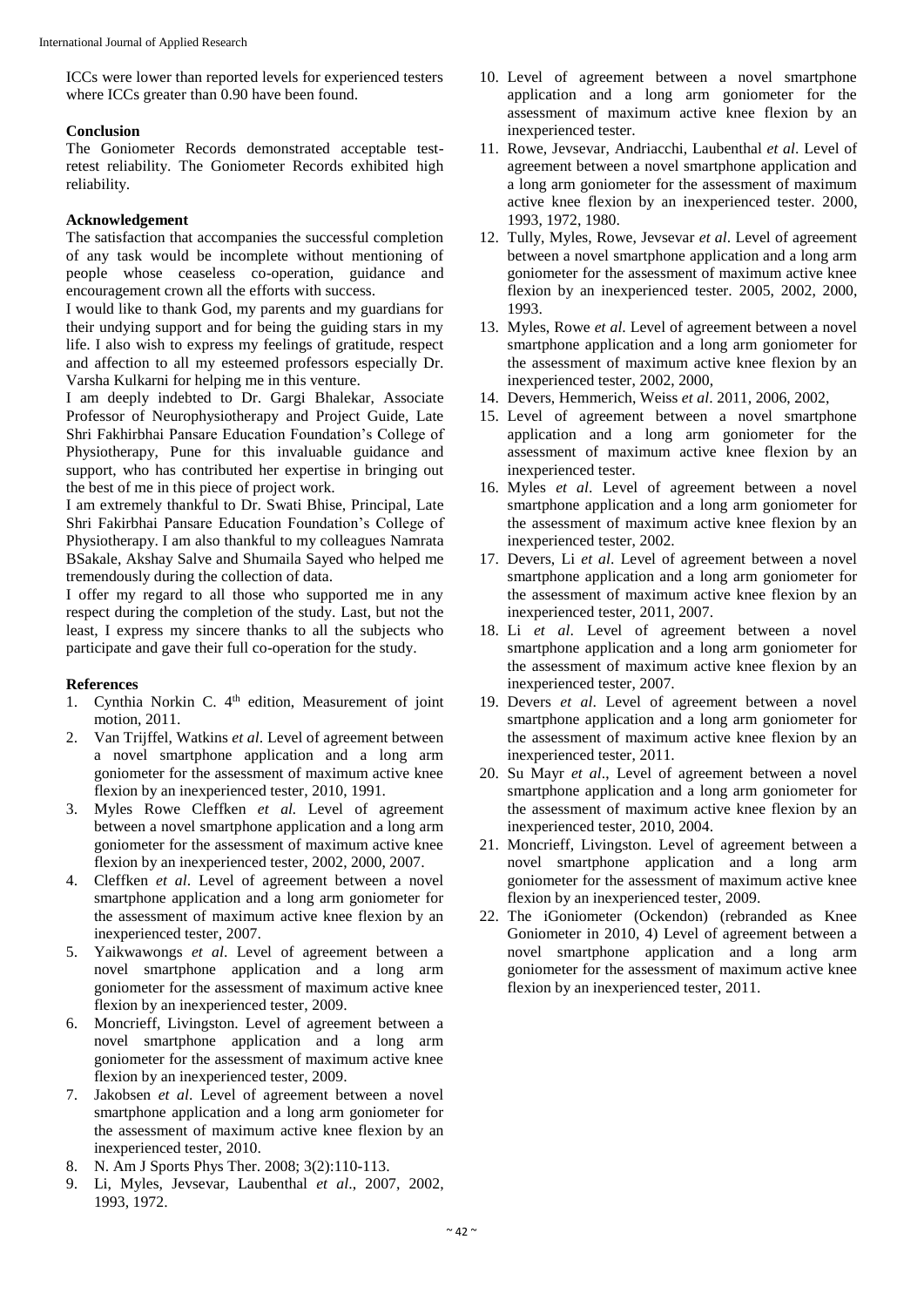ICCs were lower than reported levels for experienced testers where ICCs greater than 0.90 have been found.

## Conclusion

The Goniometer Records demonstrated acceptable test-retest reliability. The Goniometer Records exhibited high reliability.

## Acknowledgement

The satisfaction that accompanies the successful completion of any task would be incomplete without mentioning of people whose ceaseless co-operation, guidance and encouragement crown all the efforts with success.

I would like to thank God, my parents and my guardians for their undying support and for being the guiding stars in my life. I also wish to express my feelings of gratitude, respect and affection to all my esteemed professors especially Dr. Varsha Kulkarni for helping me in this venture.

I am deeply indebted to Dr. Gargi Bhalekar, Associate Professor of Neurophysiotherapy and Project Guide, Late Shri Fakhirbhai Pansare Education Foundation's College of Physiotherapy, Pune for this invaluable guidance and support, who has contributed her expertise in bringing out the best of me in this piece of project work.

I am extremely thankful to Dr. Swati Bhise, Principal, Late Shri Fakirbhai Pansare Education Foundation's College of Physiotherapy. I am also thankful to my colleagues Namrata BSakale, Akshay Salve and Shumaila Sayed who helped me tremendously during the collection of data.

I offer my regard to all those who supported me in any respect during the completion of the study. Last, but not the least, I express my sincere thanks to all the subjects who participate and gave their full co-operation for the study.

## References

1. Cynthia Norkin C. 4th edition, Measurement of joint motion, 2011.
2. Van Trijffel, Watkins *et al*. Level of agreement between a novel smartphone application and a long arm goniometer for the assessment of maximum active knee flexion by an inexperienced tester, 2010, 1991.
3. Myles Rowe Cleffken *et al.* Level of agreement between a novel smartphone application and a long arm goniometer for the assessment of maximum active knee flexion by an inexperienced tester, 2002, 2000, 2007.
4. Cleffken *et al*. Level of agreement between a novel smartphone application and a long arm goniometer for the assessment of maximum active knee flexion by an inexperienced tester, 2007.
5. Yaikwawongs *et al*. Level of agreement between a novel smartphone application and a long arm goniometer for the assessment of maximum active knee flexion by an inexperienced tester, 2009.
6. Moncrieff, Livingston. Level of agreement between a novel smartphone application and a long arm goniometer for the assessment of maximum active knee flexion by an inexperienced tester, 2009.
7. Jakobsen *et al*. Level of agreement between a novel smartphone application and a long arm goniometer for the assessment of maximum active knee flexion by an inexperienced tester, 2010.
8. N. Am J Sports Phys Ther. 2008; 3(2):110-113.
9. Li, Myles, Jevsevar, Laubenthal *et al*., 2007, 2002, 1993, 1972.
10. Level of agreement between a novel smartphone application and a long arm goniometer for the assessment of maximum active knee flexion by an inexperienced tester.
11. Rowe, Jevsevar, Andriacchi, Laubenthal *et al*. Level of agreement between a novel smartphone application and a long arm goniometer for the assessment of maximum active knee flexion by an inexperienced tester. 2000, 1993, 1972, 1980.
12. Tully, Myles, Rowe, Jevsevar *et al*. Level of agreement between a novel smartphone application and a long arm goniometer for the assessment of maximum active knee flexion by an inexperienced tester. 2005, 2002, 2000, 1993.
13. Myles, Rowe *et al*. Level of agreement between a novel smartphone application and a long arm goniometer for the assessment of maximum active knee flexion by an inexperienced tester, 2002, 2000,
14. Devers, Hemmerich, Weiss *et al*. 2011, 2006, 2002,
15. Level of agreement between a novel smartphone application and a long arm goniometer for the assessment of maximum active knee flexion by an inexperienced tester.
16. Myles *et al*. Level of agreement between a novel smartphone application and a long arm goniometer for the assessment of maximum active knee flexion by an inexperienced tester, 2002.
17. Devers, Li *et al*. Level of agreement between a novel smartphone application and a long arm goniometer for the assessment of maximum active knee flexion by an inexperienced tester, 2011, 2007.
18. Li *et al*. Level of agreement between a novel smartphone application and a long arm goniometer for the assessment of maximum active knee flexion by an inexperienced tester, 2007.
19. Devers *et al*. Level of agreement between a novel smartphone application and a long arm goniometer for the assessment of maximum active knee flexion by an inexperienced tester, 2011.
20. Su Mayr *et al*., Level of agreement between a novel smartphone application and a long arm goniometer for the assessment of maximum active knee flexion by an inexperienced tester, 2010, 2004.
21. Moncrieff, Livingston. Level of agreement between a novel smartphone application and a long arm goniometer for the assessment of maximum active knee flexion by an inexperienced tester, 2009.
22. The iGoniometer (Ockendon) (rebranded as Knee Goniometer in 2010, 4) Level of agreement between a novel smartphone application and a long arm goniometer for the assessment of maximum active knee flexion by an inexperienced tester, 2011.